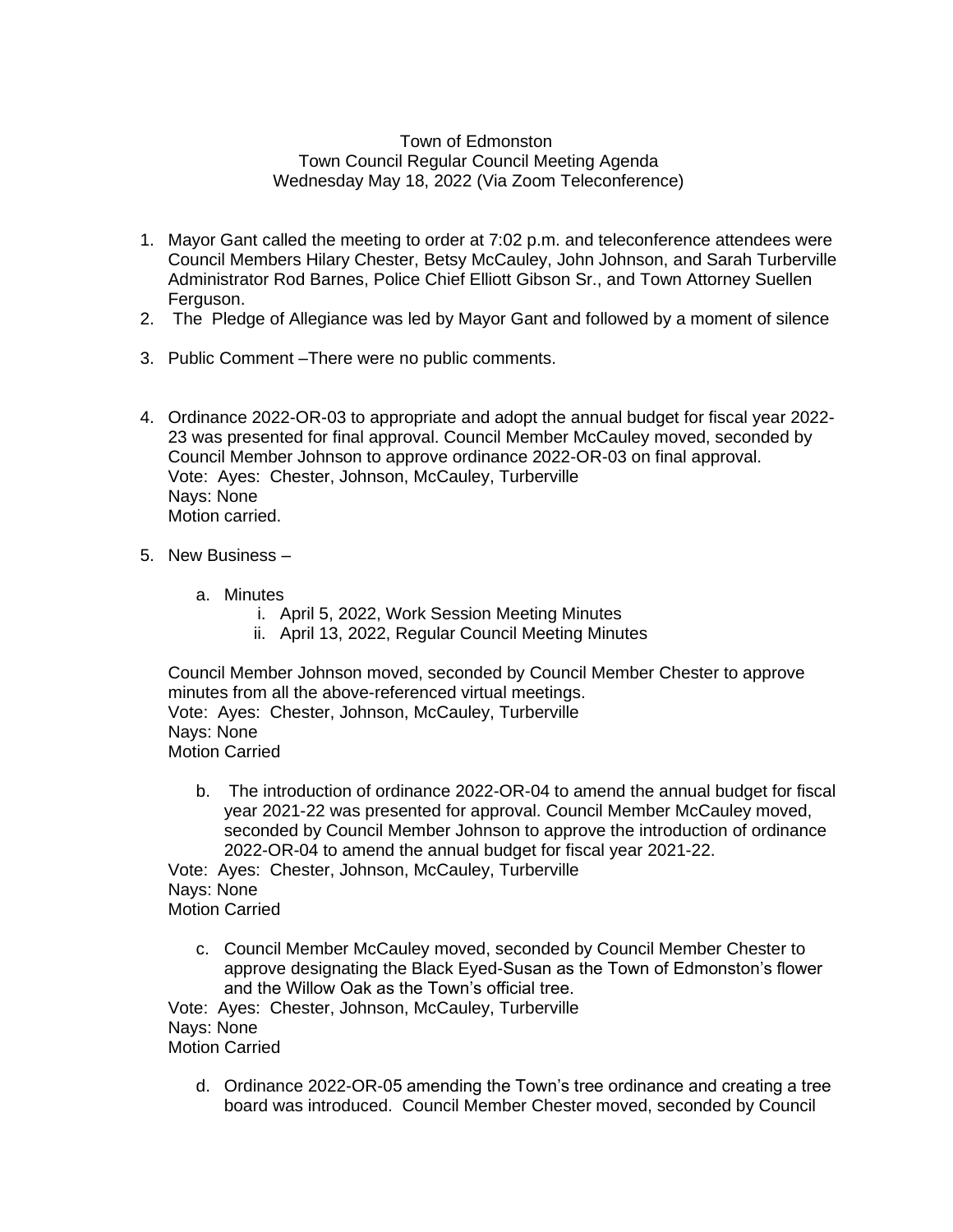Town of Edmonston
Town Council Regular Council Meeting Agenda
Wednesday May 18, 2022 (Via Zoom Teleconference)

1. Mayor Gant called the meeting to order at 7:02 p.m. and teleconference attendees were Council Members Hilary Chester, Betsy McCauley, John Johnson, and Sarah Turberville Administrator Rod Barnes, Police Chief Elliott Gibson Sr., and Town Attorney Suellen Ferguson.
2. The Pledge of Allegiance was led by Mayor Gant and followed by a moment of silence
3. Public Comment –There were no public comments.
4. Ordinance 2022-OR-03 to appropriate and adopt the annual budget for fiscal year 2022-23 was presented for final approval. Council Member McCauley moved, seconded by Council Member Johnson to approve ordinance 2022-OR-03 on final approval.
   Vote: Ayes: Chester, Johnson, McCauley, Turberville
   Nays: None
   Motion carried.
5. New Business –
   a. Minutes
      i. April 5, 2022, Work Session Meeting Minutes
      ii. April 13, 2022, Regular Council Meeting Minutes

   Council Member Johnson moved, seconded by Council Member Chester to approve minutes from all the above-referenced virtual meetings.
   Vote: Ayes: Chester, Johnson, McCauley, Turberville
   Nays: None
   Motion Carried

   b. The introduction of ordinance 2022-OR-04 to amend the annual budget for fiscal year 2021-22 was presented for approval. Council Member McCauley moved, seconded by Council Member Johnson to approve the introduction of ordinance 2022-OR-04 to amend the annual budget for fiscal year 2021-22.

   Vote: Ayes: Chester, Johnson, McCauley, Turberville
   Nays: None
   Motion Carried

   c. Council Member McCauley moved, seconded by Council Member Chester to approve designating the Black Eyed-Susan as the Town of Edmonston's flower and the Willow Oak as the Town's official tree.

   Vote: Ayes: Chester, Johnson, McCauley, Turberville
   Nays: None
   Motion Carried

   d. Ordinance 2022-OR-05 amending the Town's tree ordinance and creating a tree board was introduced. Council Member Chester moved, seconded by Council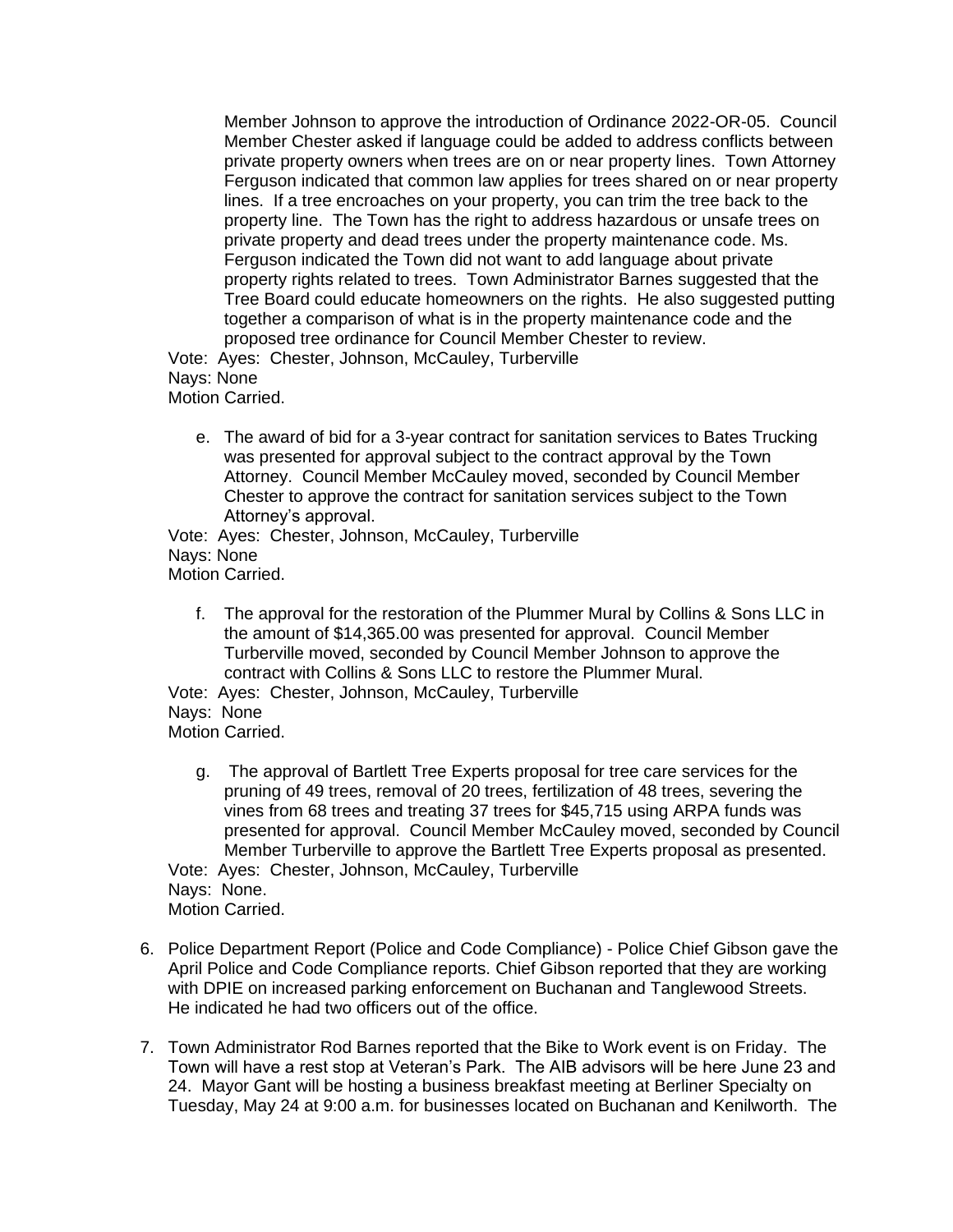Member Johnson to approve the introduction of Ordinance 2022-OR-05. Council Member Chester asked if language could be added to address conflicts between private property owners when trees are on or near property lines. Town Attorney Ferguson indicated that common law applies for trees shared on or near property lines. If a tree encroaches on your property, you can trim the tree back to the property line. The Town has the right to address hazardous or unsafe trees on private property and dead trees under the property maintenance code. Ms. Ferguson indicated the Town did not want to add language about private property rights related to trees. Town Administrator Barnes suggested that the Tree Board could educate homeowners on the rights. He also suggested putting together a comparison of what is in the property maintenance code and the proposed tree ordinance for Council Member Chester to review.

Vote: Ayes: Chester, Johnson, McCauley, Turberville
Nays: None
Motion Carried.

e. The award of bid for a 3-year contract for sanitation services to Bates Trucking was presented for approval subject to the contract approval by the Town Attorney. Council Member McCauley moved, seconded by Council Member Chester to approve the contract for sanitation services subject to the Town Attorney's approval.

Vote: Ayes: Chester, Johnson, McCauley, Turberville
Nays: None
Motion Carried.

f. The approval for the restoration of the Plummer Mural by Collins & Sons LLC in the amount of $14,365.00 was presented for approval. Council Member Turberville moved, seconded by Council Member Johnson to approve the contract with Collins & Sons LLC to restore the Plummer Mural.

Vote: Ayes: Chester, Johnson, McCauley, Turberville
Nays: None
Motion Carried.

g. The approval of Bartlett Tree Experts proposal for tree care services for the pruning of 49 trees, removal of 20 trees, fertilization of 48 trees, severing the vines from 68 trees and treating 37 trees for $45,715 using ARPA funds was presented for approval. Council Member McCauley moved, seconded by Council Member Turberville to approve the Bartlett Tree Experts proposal as presented.

Vote: Ayes: Chester, Johnson, McCauley, Turberville
Nays: None.
Motion Carried.

6. Police Department Report (Police and Code Compliance) - Police Chief Gibson gave the April Police and Code Compliance reports. Chief Gibson reported that they are working with DPIE on increased parking enforcement on Buchanan and Tanglewood Streets. He indicated he had two officers out of the office.

7. Town Administrator Rod Barnes reported that the Bike to Work event is on Friday. The Town will have a rest stop at Veteran's Park. The AIB advisors will be here June 23 and 24. Mayor Gant will be hosting a business breakfast meeting at Berliner Specialty on Tuesday, May 24 at 9:00 a.m. for businesses located on Buchanan and Kenilworth. The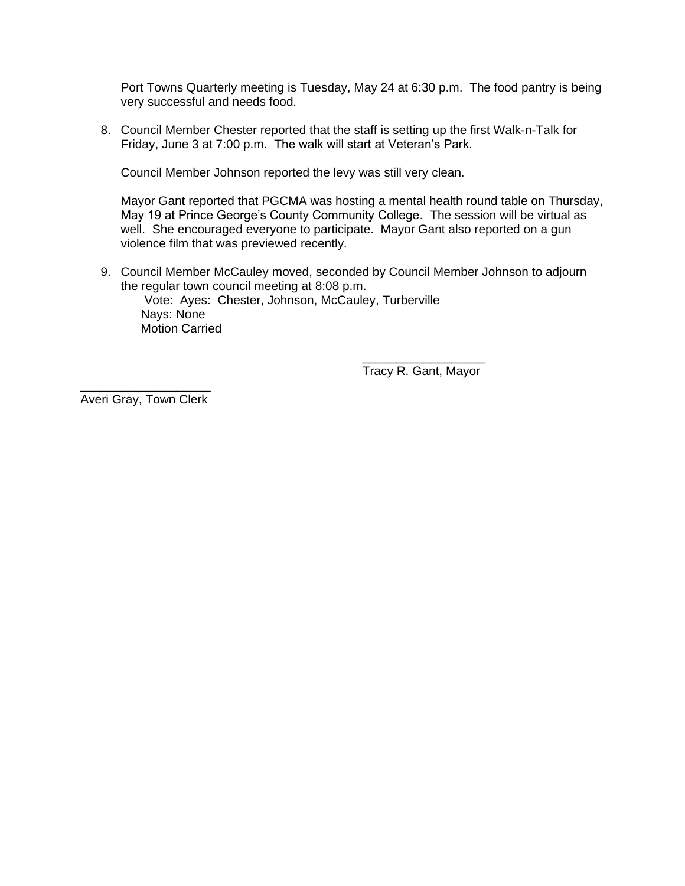Port Towns Quarterly meeting is Tuesday, May 24 at 6:30 p.m. The food pantry is being very successful and needs food.

8. Council Member Chester reported that the staff is setting up the first Walk-n-Talk for Friday, June 3 at 7:00 p.m. The walk will start at Veteran's Park.

   Council Member Johnson reported the levy was still very clean.

   Mayor Gant reported that PGCMA was hosting a mental health round table on Thursday, May 19 at Prince George's County Community College. The session will be virtual as well. She encouraged everyone to participate. Mayor Gant also reported on a gun violence film that was previewed recently.

9. Council Member McCauley moved, seconded by Council Member Johnson to adjourn the regular town council meeting at 8:08 p.m.
   Vote: Ayes: Chester, Johnson, McCauley, Turberville
   Nays: None
   Motion Carried

__________________
Tracy R. Gant, Mayor

__________________
Averi Gray, Town Clerk